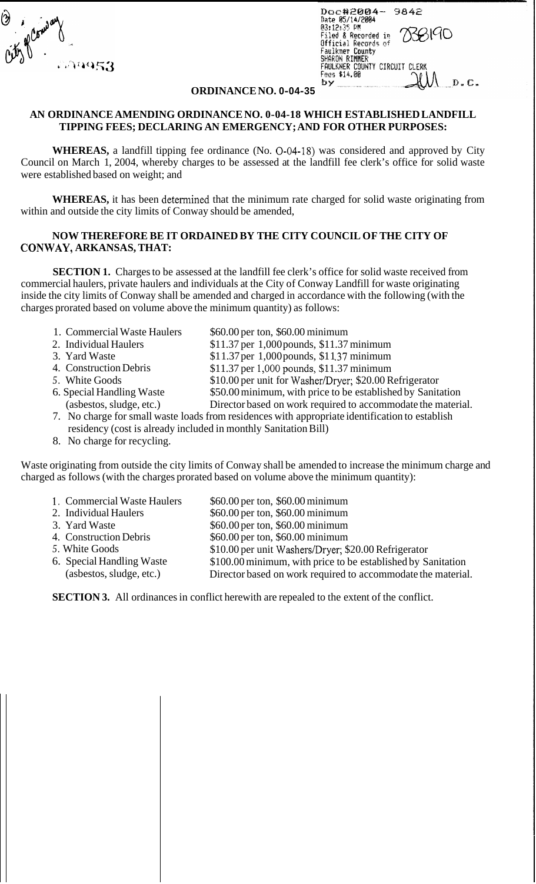Doc#2004- 9842
Date 05/14/2004
03:12:35 PM
Filed & Recorded in Official Records of Faulkner County
SHARON RIMMER
FAULKNER COUNTY CIRCUIT CLERK
Fees $14.00
by ______ D.C.

**ORDINANCE NO. 0-04-35**

**AN ORDINANCE AMENDING ORDINANCE NO. 0-04-18 WHICH ESTABLISHED LANDFILL TIPPING FEES; DECLARING AN EMERGENCY; AND FOR OTHER PURPOSES:**

**WHEREAS,** a landfill tipping fee ordinance (No. O-04-18) was considered and approved by City Council on March 1, 2004, whereby charges to be assessed at the landfill fee clerk's office for solid waste were established based on weight; and

**WHEREAS,** it has been determined that the minimum rate charged for solid waste originating from within and outside the city limits of Conway should be amended,

**NOW THEREFORE BE IT ORDAINED BY THE CITY COUNCIL OF THE CITY OF CONWAY, ARKANSAS, THAT:**

**SECTION 1.** Charges to be assessed at the landfill fee clerk's office for solid waste received from commercial haulers, private haulers and individuals at the City of Conway Landfill for waste originating inside the city limits of Conway shall be amended and charged in accordance with the following (with the charges prorated based on volume above the minimum quantity) as follows:

1. Commercial Waste Haulers — $60.00 per ton, $60.00 minimum
2. Individual Haulers — $11.37 per 1,000 pounds, $11.37 minimum
3. Yard Waste — $11.37 per 1,000 pounds, $11.37 minimum
4. Construction Debris — $11.37 per 1,000 pounds, $11.37 minimum
5. White Goods — $10.00 per unit for Washer/Dryer; $20.00 Refrigerator
6. Special Handling Waste (asbestos, sludge, etc.) — $50.00 minimum, with price to be established by Sanitation Director based on work required to accommodate the material.
7. No charge for small waste loads from residences with appropriate identification to establish residency (cost is already included in monthly Sanitation Bill)
8. No charge for recycling.

Waste originating from outside the city limits of Conway shall be amended to increase the minimum charge and charged as follows (with the charges prorated based on volume above the minimum quantity):

1. Commercial Waste Haulers — $60.00 per ton, $60.00 minimum
2. Individual Haulers — $60.00 per ton, $60.00 minimum
3. Yard Waste — $60.00 per ton, $60.00 minimum
4. Construction Debris — $60.00 per ton, $60.00 minimum
5. White Goods — $10.00 per unit Washers/Dryer; $20.00 Refrigerator
6. Special Handling Waste (asbestos, sludge, etc.) — $100.00 minimum, with price to be established by Sanitation Director based on work required to accommodate the material.

**SECTION 3.** All ordinances in conflict herewith are repealed to the extent of the conflict.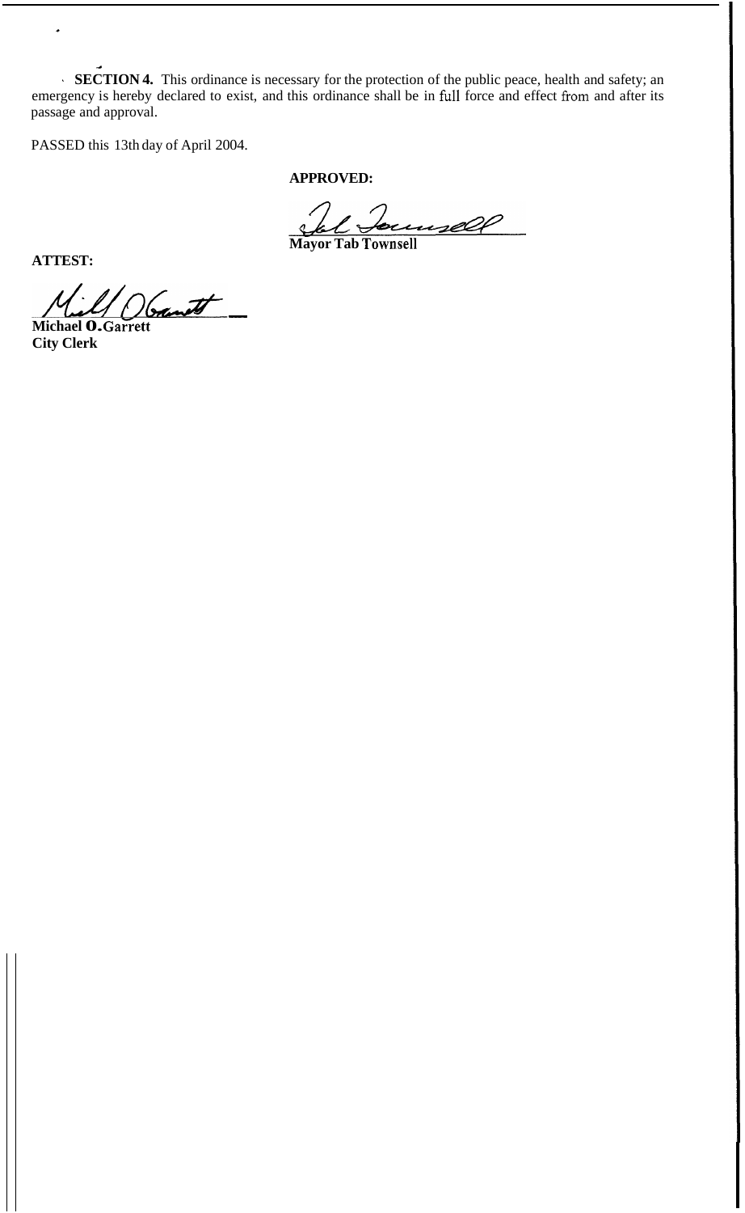**SECTION 4.** This ordinance is necessary for the protection of the public peace, health and safety; an emergency is hereby declared to exist, and this ordinance shall be in full force and effect from and after its passage and approval.

PASSED this 13th day of April 2004.

**APPROVED:**

**Mayor Tab Townsell**

**ATTEST:**

**Michael O. Garrett**
**City Clerk**